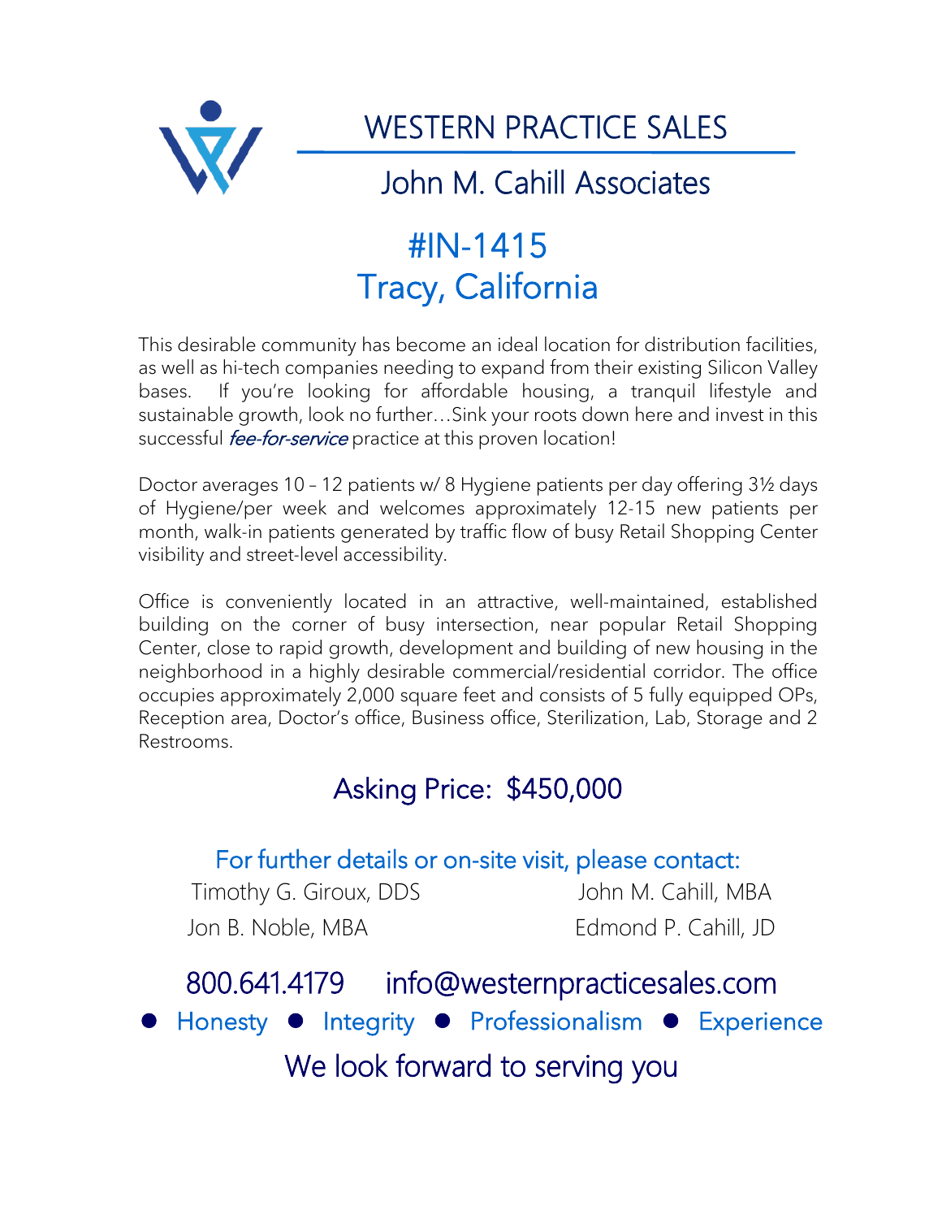# WESTERN PRACTICE SALES

## John M. Cahill Associates

## #IN-1415
## Tracy, California

This desirable community has become an ideal location for distribution facilities, as well as hi-tech companies needing to expand from their existing Silicon Valley bases. If you're looking for affordable housing, a tranquil lifestyle and sustainable growth, look no further…Sink your roots down here and invest in this successful *fee-for-service* practice at this proven location!

Doctor averages 10 – 12 patients w/ 8 Hygiene patients per day offering 3½ days of Hygiene/per week and welcomes approximately 12-15 new patients per month, walk-in patients generated by traffic flow of busy Retail Shopping Center visibility and street-level accessibility.

Office is conveniently located in an attractive, well-maintained, established building on the corner of busy intersection, near popular Retail Shopping Center, close to rapid growth, development and building of new housing in the neighborhood in a highly desirable commercial/residential corridor. The office occupies approximately 2,000 square feet and consists of 5 fully equipped OPs, Reception area, Doctor's office, Business office, Sterilization, Lab, Storage and 2 Restrooms.

## Asking Price: $450,000

For further details or on-site visit, please contact:

Timothy G. Giroux, DDS
John M. Cahill, MBA
Jon B. Noble, MBA
Edmond P. Cahill, JD

800.641.4179 info@westernpracticesales.com

● Honesty ● Integrity ● Professionalism ● Experience

We look forward to serving you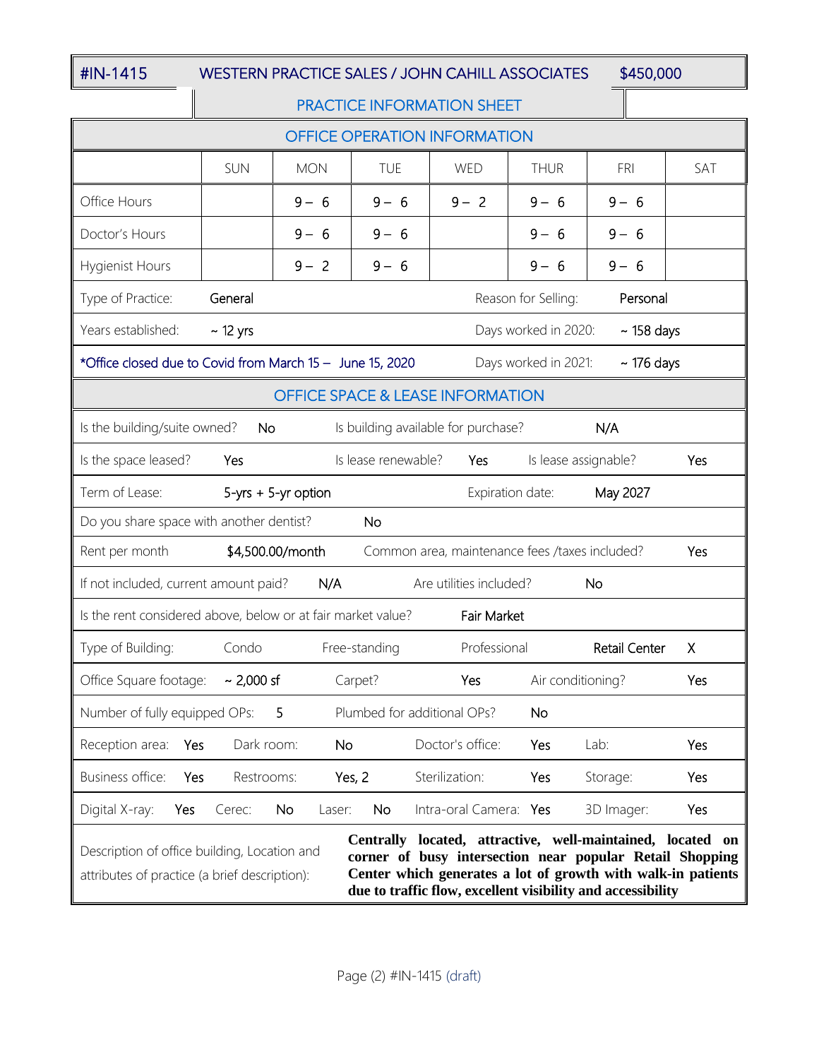# #IN-1415 WESTERN PRACTICE SALES / JOHN CAHILL ASSOCIATES $450,000

## PRACTICE INFORMATION SHEET

### OFFICE OPERATION INFORMATION

| | SUN | MON | TUE | WED | THUR | FRI | SAT |
|---|---|---|---|---|---|---|---|
| Office Hours | | 9 – 6 | 9 – 6 | 9 – 2 | 9 – 6 | 9 – 6 | |
| Doctor's Hours | | 9 – 6 | 9 – 6 | | 9 – 6 | 9 – 6 | |
| Hygienist Hours | | 9 – 2 | 9 – 6 | | 9 – 6 | 9 – 6 | |

| | | | |
|---|---|---|---|
| Type of Practice: | General | Reason for Selling: | Personal |
| Years established: | ~ 12 yrs | Days worked in 2020: | ~ 158 days |
| *Office closed due to Covid from March 15 – June 15, 2020 | | Days worked in 2021: | ~ 176 days |

### OFFICE SPACE & LEASE INFORMATION

Is the building/suite owned? No — Is building available for purchase? N/A

Is the space leased? Yes — Is lease renewable? Yes — Is lease assignable? Yes

Term of Lease: 5-yrs + 5-yr option — Expiration date: May 2027

Do you share space with another dentist? No

Rent per month $4,500.00/month — Common area, maintenance fees /taxes included? Yes

If not included, current amount paid? N/A — Are utilities included? No

Is the rent considered above, below or at fair market value? Fair Market

Type of Building: Condo — Free-standing — Professional — Retail Center X

Office Square footage: ~ 2,000 sf — Carpet? Yes — Air conditioning? Yes

Number of fully equipped OPs: 5 — Plumbed for additional OPs? No

Reception area: Yes — Dark room: No — Doctor's office: Yes — Lab: Yes

Business office: Yes — Restrooms: Yes, 2 — Sterilization: Yes — Storage: Yes

Digital X-ray: Yes — Cerec: No — Laser: No — Intra-oral Camera: Yes — 3D Imager: Yes

Description of office building, Location and attributes of practice (a brief description): **Centrally located, attractive, well-maintained, located on corner of busy intersection near popular Retail Shopping Center which generates a lot of growth with walk-in patients due to traffic flow, excellent visibility and accessibility**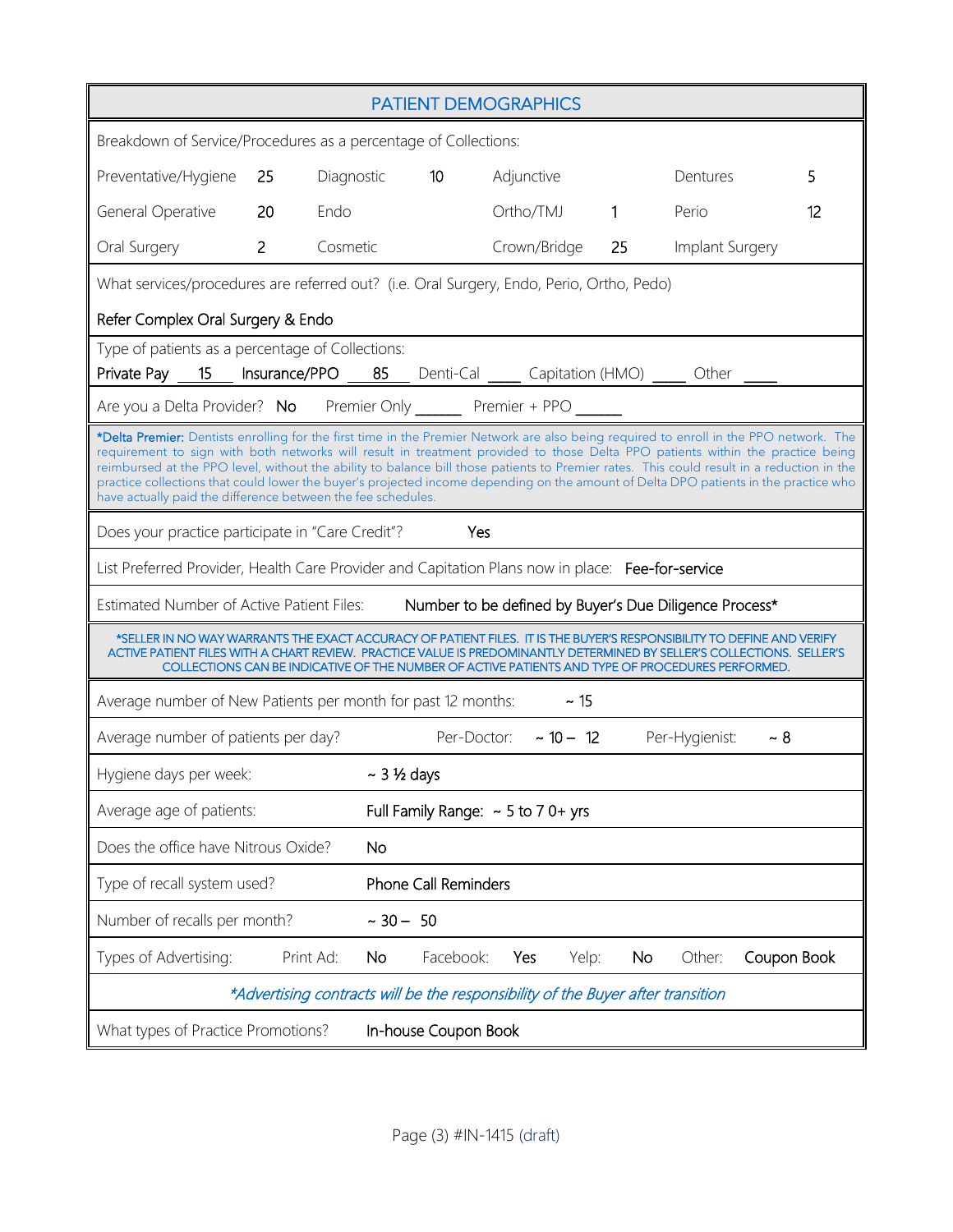## PATIENT DEMOGRAPHICS

Breakdown of Service/Procedures as a percentage of Collections:

| Service | % | Service | % | Service | % | Service | % |
|---|---|---|---|---|---|---|---|
| Preventative/Hygiene | 25 | Diagnostic | 10 | Adjunctive | | Dentures | 5 |
| General Operative | 20 | Endo | | Ortho/TMJ | 1 | Perio | 12 |
| Oral Surgery | 2 | Cosmetic | | Crown/Bridge | 25 | Implant Surgery | |

What services/procedures are referred out? (i.e. Oral Surgery, Endo, Perio, Ortho, Pedo)

Refer Complex Oral Surgery & Endo

Type of patients as a percentage of Collections:
Private Pay 15 Insurance/PPO 85 Denti-Cal ____ Capitation (HMO) ____ Other ____

Are you a Delta Provider? No Premier Only ______ Premier + PPO ______

*Delta Premier: Dentists enrolling for the first time in the Premier Network are also being required to enroll in the PPO network. The requirement to sign with both networks will result in treatment provided to those Delta PPO patients within the practice being reimbursed at the PPO level, without the ability to balance bill those patients to Premier rates. This could result in a reduction in the practice collections that could lower the buyer's projected income depending on the amount of Delta DPO patients in the practice who have actually paid the difference between the fee schedules.

Does your practice participate in "Care Credit"? Yes

List Preferred Provider, Health Care Provider and Capitation Plans now in place: Fee-for-service

Estimated Number of Active Patient Files: Number to be defined by Buyer's Due Diligence Process*

*SELLER IN NO WAY WARRANTS THE EXACT ACCURACY OF PATIENT FILES. IT IS THE BUYER'S RESPONSIBILITY TO DEFINE AND VERIFY ACTIVE PATIENT FILES WITH A CHART REVIEW. PRACTICE VALUE IS PREDOMINANTLY DETERMINED BY SELLER'S COLLECTIONS. SELLER'S COLLECTIONS CAN BE INDICATIVE OF THE NUMBER OF ACTIVE PATIENTS AND TYPE OF PROCEDURES PERFORMED.

Average number of New Patients per month for past 12 months: ~ 15

Average number of patients per day? Per-Doctor: ~ 10 – 12 Per-Hygienist: ~ 8

Hygiene days per week: ~ 3 ½ days

Average age of patients: Full Family Range: ~ 5 to 7 0+ yrs

Does the office have Nitrous Oxide? No

Type of recall system used? Phone Call Reminders

Number of recalls per month? ~ 30 – 50

Types of Advertising: Print Ad: No Facebook: Yes Yelp: No Other: Coupon Book

*\*Advertising contracts will be the responsibility of the Buyer after transition*

What types of Practice Promotions? In-house Coupon Book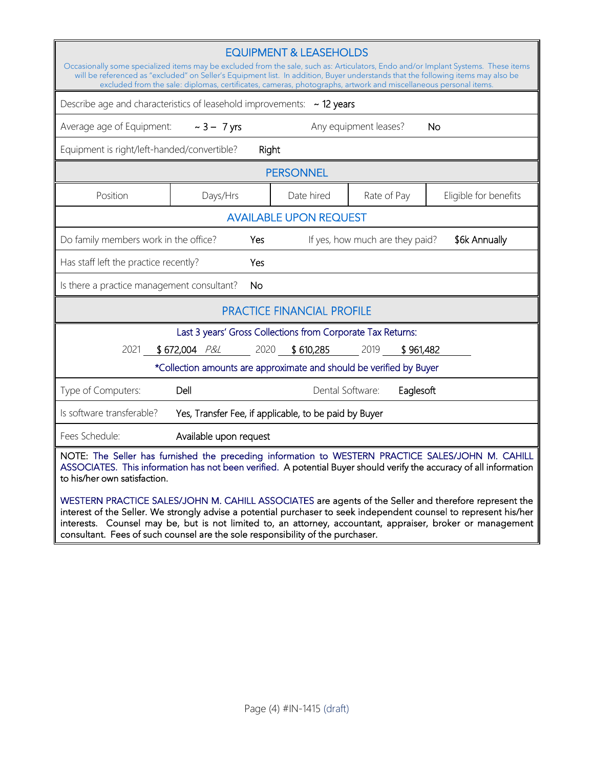## EQUIPMENT & LEASEHOLDS

Occasionally some specialized items may be excluded from the sale, such as: Articulators, Endo and/or Implant Systems. These items will be referenced as "excluded" on Seller's Equipment list. In addition, Buyer understands that the following items may also be excluded from the sale: diplomas, certificates, cameras, photographs, artwork and miscellaneous personal items.

Describe age and characteristics of leasehold improvements: ~ 12 years

Average age of Equipment: ~ 3 – 7 yrs | Any equipment leases? No

Equipment is right/left-handed/convertible? Right

## PERSONNEL

| Position | Days/Hrs | Date hired | Rate of Pay | Eligible for benefits |
|---|---|---|---|---|
| AVAILABLE UPON REQUEST | | | | |

Do family members work in the office? Yes | If yes, how much are they paid? $6k Annually

Has staff left the practice recently? Yes

Is there a practice management consultant? No

## PRACTICE FINANCIAL PROFILE

Last 3 years' Gross Collections from Corporate Tax Returns:

2021 $ 672,004 *P&L* | 2020 $ 610,285 | 2019 $ 961,482

*Collection amounts are approximate and should be verified by Buyer

Type of Computers: Dell | Dental Software: Eaglesoft

Is software transferable? Yes, Transfer Fee, if applicable, to be paid by Buyer

Fees Schedule: Available upon request

NOTE: The Seller has furnished the preceding information to WESTERN PRACTICE SALES/JOHN M. CAHILL ASSOCIATES. This information has not been verified. A potential Buyer should verify the accuracy of all information to his/her own satisfaction.

WESTERN PRACTICE SALES/JOHN M. CAHILL ASSOCIATES are agents of the Seller and therefore represent the interest of the Seller. We strongly advise a potential purchaser to seek independent counsel to represent his/her interests. Counsel may be, but is not limited to, an attorney, accountant, appraiser, broker or management consultant. Fees of such counsel are the sole responsibility of the purchaser.